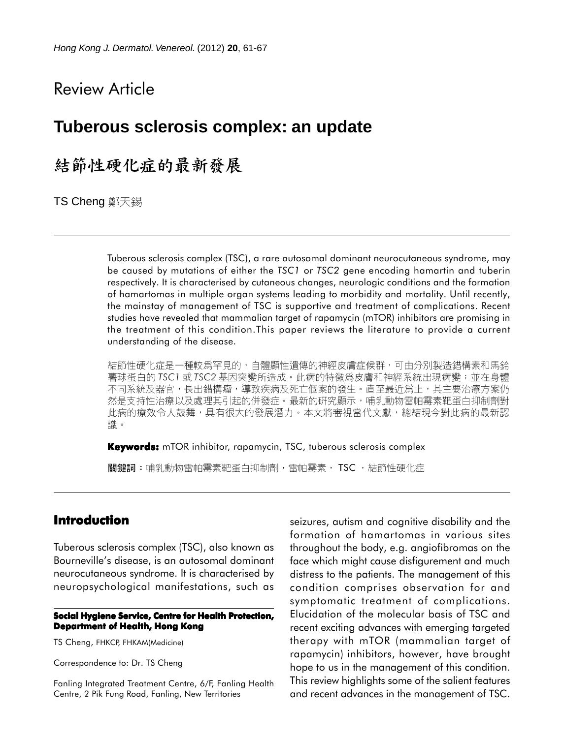Review Article

# Tuberous sclerosis complex: an update

# 結節性硬化症的最新發展

TS Cheng 鄭天錫

Tuberous sclerosis complex (TSC), a rare autosomal dominant neurocutaneous syndrome, may be caused by mutations of either the *TSC1* or *TSC2* gene encoding hamartin and tuberin respectively. It is characterised by cutaneous changes, neurologic conditions and the formation of hamartomas in multiple organ systems leading to morbidity and mortality. Until recently, the mainstay of management of TSC is supportive and treatment of complications. Recent studies have revealed that mammalian target of rapamycin (mTOR) inhibitors are promising in the treatment of this condition.This paper reviews the literature to provide a current understanding of the disease.

結節性硬化症是一種較爲罕見的，自體顯性遺傳的神經皮膚症候群，可由分別製造錯構素和馬鈴薯球蛋白的 *TSC1* 或 *TSC2* 基因突變所造成。此病的特徵爲皮膚和神經系統出現病變；並在身體不同系統及器官，長出錯構瘤，導致疾病及死亡個案的發生。直至最近爲止，其主要治療方案仍然是支持性治療以及處理其引起的併發症。最新的研究顯示，哺乳動物雷帕霉素靶蛋白抑制劑對此病的療效令人鼓舞，具有很大的發展潛力。本文將審視當代文獻，總結現今對此病的最新認識。

**Keywords:** mTOR inhibitor, rapamycin, TSC, tuberous sclerosis complex

**關鍵詞：**哺乳動物雷帕霉素靶蛋白抑制劑，雷帕霉素， TSC ，結節性硬化症

## Introduction

Tuberous sclerosis complex (TSC), also known as Bourneville's disease, is an autosomal dominant neurocutaneous syndrome. It is characterised by neuropsychological manifestations, such as seizures, autism and cognitive disability and the formation of hamartomas in various sites throughout the body, e.g. angiofibromas on the face which might cause disfigurement and much distress to the patients. The management of this condition comprises observation for and symptomatic treatment of complications. Elucidation of the molecular basis of TSC and recent exciting advances with emerging targeted therapy with mTOR (mammalian target of rapamycin) inhibitors, however, have brought hope to us in the management of this condition. This review highlights some of the salient features and recent advances in the management of TSC.

**Social Hygiene Service, Centre for Health Protection, Department of Health, Hong Kong**

TS Cheng, FHKCP, FHKAM(Medicine)

Correspondence to: Dr. TS Cheng

Fanling Integrated Treatment Centre, 6/F, Fanling Health Centre, 2 Pik Fung Road, Fanling, New Territories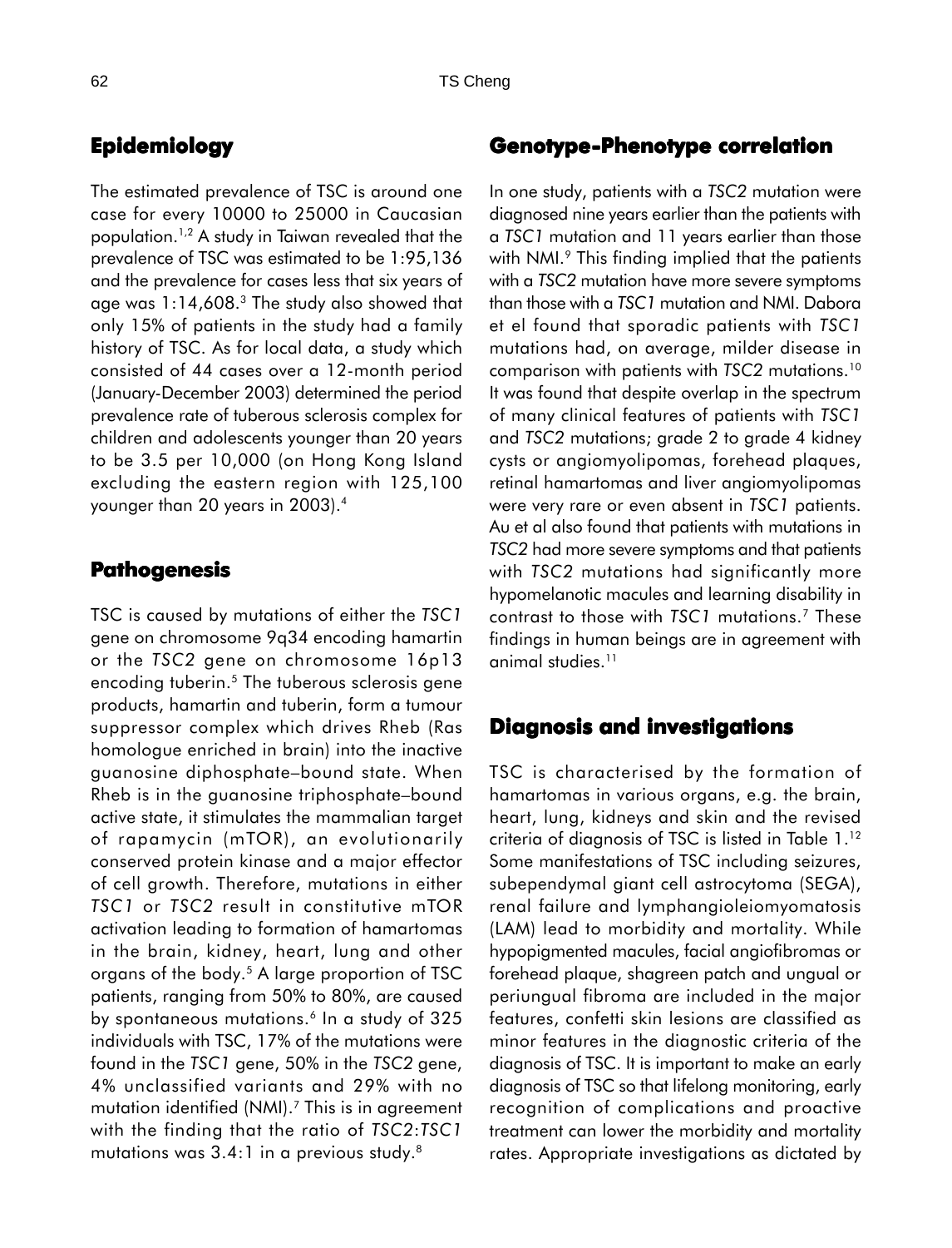## Epidemiology

The estimated prevalence of TSC is around one case for every 10000 to 25000 in Caucasian population.[1,2] A study in Taiwan revealed that the prevalence of TSC was estimated to be 1:95,136 and the prevalence for cases less that six years of age was 1:14,608.[3] The study also showed that only 15% of patients in the study had a family history of TSC. As for local data, a study which consisted of 44 cases over a 12-month period (January-December 2003) determined the period prevalence rate of tuberous sclerosis complex for children and adolescents younger than 20 years to be 3.5 per 10,000 (on Hong Kong Island excluding the eastern region with 125,100 younger than 20 years in 2003).[4]

## Pathogenesis

TSC is caused by mutations of either the *TSC1* gene on chromosome 9q34 encoding hamartin or the *TSC2* gene on chromosome 16p13 encoding tuberin.[5] The tuberous sclerosis gene products, hamartin and tuberin, form a tumour suppressor complex which drives Rheb (Ras homologue enriched in brain) into the inactive guanosine diphosphate–bound state. When Rheb is in the guanosine triphosphate–bound active state, it stimulates the mammalian target of rapamycin (mTOR), an evolutionarily conserved protein kinase and a major effector of cell growth. Therefore, mutations in either *TSC1* or *TSC2* result in constitutive mTOR activation leading to formation of hamartomas in the brain, kidney, heart, lung and other organs of the body.[5] A large proportion of TSC patients, ranging from 50% to 80%, are caused by spontaneous mutations.[6] In a study of 325 individuals with TSC, 17% of the mutations were found in the *TSC1* gene, 50% in the *TSC2* gene, 4% unclassified variants and 29% with no mutation identified (NMI).[7] This is in agreement with the finding that the ratio of *TSC2*:*TSC1* mutations was 3.4:1 in a previous study.[8]

## Genotype-Phenotype correlation

In one study, patients with a *TSC2* mutation were diagnosed nine years earlier than the patients with a *TSC1* mutation and 11 years earlier than those with NMI.[9] This finding implied that the patients with a *TSC2* mutation have more severe symptoms than those with a *TSC1* mutation and NMI. Dabora et el found that sporadic patients with *TSC1* mutations had, on average, milder disease in comparison with patients with *TSC2* mutations.[10] It was found that despite overlap in the spectrum of many clinical features of patients with *TSC1* and *TSC2* mutations; grade 2 to grade 4 kidney cysts or angiomyolipomas, forehead plaques, retinal hamartomas and liver angiomyolipomas were very rare or even absent in *TSC1* patients. Au et al also found that patients with mutations in *TSC2* had more severe symptoms and that patients with *TSC2* mutations had significantly more hypomelanotic macules and learning disability in contrast to those with *TSC1* mutations.[7] These findings in human beings are in agreement with animal studies.[11]

## Diagnosis and investigations

TSC is characterised by the formation of hamartomas in various organs, e.g. the brain, heart, lung, kidneys and skin and the revised criteria of diagnosis of TSC is listed in Table 1.[12] Some manifestations of TSC including seizures, subependymal giant cell astrocytoma (SEGA), renal failure and lymphangioleiomyomatosis (LAM) lead to morbidity and mortality. While hypopigmented macules, facial angiofibromas or forehead plaque, shagreen patch and ungual or periungual fibroma are included in the major features, confetti skin lesions are classified as minor features in the diagnostic criteria of the diagnosis of TSC. It is important to make an early diagnosis of TSC so that lifelong monitoring, early recognition of complications and proactive treatment can lower the morbidity and mortality rates. Appropriate investigations as dictated by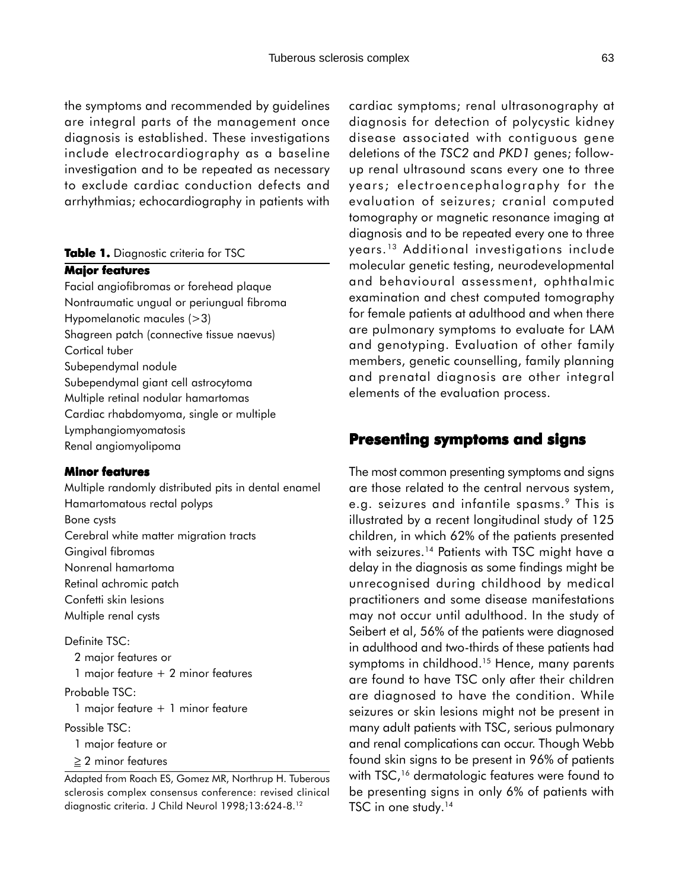the symptoms and recommended by guidelines are integral parts of the management once diagnosis is established. These investigations include electrocardiography as a baseline investigation and to be repeated as necessary to exclude cardiac conduction defects and arrhythmias; echocardiography in patients with cardiac symptoms; renal ultrasonography at diagnosis for detection of polycystic kidney disease associated with contiguous gene deletions of the *TSC2* and *PKD1* genes; follow-up renal ultrasound scans every one to three years; electroencephalography for the evaluation of seizures; cranial computed tomography or magnetic resonance imaging at diagnosis and to be repeated every one to three years.[13] Additional investigations include molecular genetic testing, neurodevelopmental and behavioural assessment, ophthalmic examination and chest computed tomography for female patients at adulthood and when there are pulmonary symptoms to evaluate for LAM and genotyping. Evaluation of other family members, genetic counselling, family planning and prenatal diagnosis are other integral elements of the evaluation process.

**Table 1.** Diagnostic criteria for TSC

**Major features**

Facial angiofibromas or forehead plaque
Nontraumatic ungual or periungual fibroma
Hypomelanotic macules (>3)
Shagreen patch (connective tissue naevus)
Cortical tuber
Subependymal nodule
Subependymal giant cell astrocytoma
Multiple retinal nodular hamartomas
Cardiac rhabdomyoma, single or multiple
Lymphangiomyomatosis
Renal angiomyolipoma

**Minor features**

Multiple randomly distributed pits in dental enamel
Hamartomatous rectal polyps
Bone cysts
Cerebral white matter migration tracts
Gingival fibromas
Nonrenal hamartoma
Retinal achromic patch
Confetti skin lesions
Multiple renal cysts

Definite TSC:
  2 major features or
  1 major feature + 2 minor features

Probable TSC:
  1 major feature + 1 minor feature

Possible TSC:
  1 major feature or
  ≧ 2 minor features

Adapted from Roach ES, Gomez MR, Northrup H. Tuberous sclerosis complex consensus conference: revised clinical diagnostic criteria. J Child Neurol 1998;13:624-8.[12]

## Presenting symptoms and signs

The most common presenting symptoms and signs are those related to the central nervous system, e.g. seizures and infantile spasms.[9] This is illustrated by a recent longitudinal study of 125 children, in which 62% of the patients presented with seizures.[14] Patients with TSC might have a delay in the diagnosis as some findings might be unrecognised during childhood by medical practitioners and some disease manifestations may not occur until adulthood. In the study of Seibert et al, 56% of the patients were diagnosed in adulthood and two-thirds of these patients had symptoms in childhood.[15] Hence, many parents are found to have TSC only after their children are diagnosed to have the condition. While seizures or skin lesions might not be present in many adult patients with TSC, serious pulmonary and renal complications can occur. Though Webb found skin signs to be present in 96% of patients with TSC,[16] dermatologic features were found to be presenting signs in only 6% of patients with TSC in one study.[14]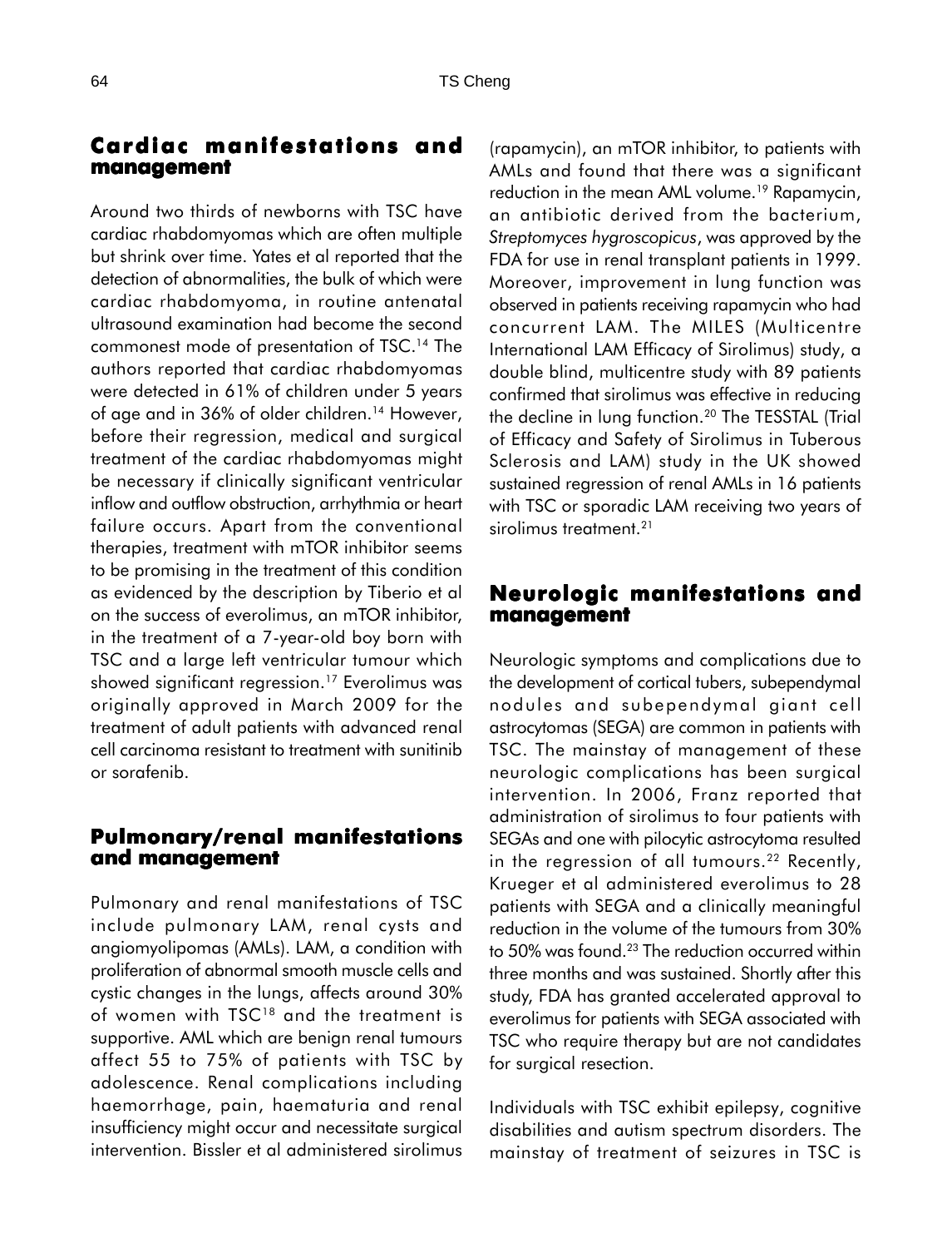## Cardiac manifestations and management

Around two thirds of newborns with TSC have cardiac rhabdomyomas which are often multiple but shrink over time. Yates et al reported that the detection of abnormalities, the bulk of which were cardiac rhabdomyoma, in routine antenatal ultrasound examination had become the second commonest mode of presentation of TSC.[14] The authors reported that cardiac rhabdomyomas were detected in 61% of children under 5 years of age and in 36% of older children.[14] However, before their regression, medical and surgical treatment of the cardiac rhabdomyomas might be necessary if clinically significant ventricular inflow and outflow obstruction, arrhythmia or heart failure occurs. Apart from the conventional therapies, treatment with mTOR inhibitor seems to be promising in the treatment of this condition as evidenced by the description by Tiberio et al on the success of everolimus, an mTOR inhibitor, in the treatment of a 7-year-old boy born with TSC and a large left ventricular tumour which showed significant regression.[17] Everolimus was originally approved in March 2009 for the treatment of adult patients with advanced renal cell carcinoma resistant to treatment with sunitinib or sorafenib.

## Pulmonary/renal manifestations and management

Pulmonary and renal manifestations of TSC include pulmonary LAM, renal cysts and angiomyolipomas (AMLs). LAM, a condition with proliferation of abnormal smooth muscle cells and cystic changes in the lungs, affects around 30% of women with TSC[18] and the treatment is supportive. AML which are benign renal tumours affect 55 to 75% of patients with TSC by adolescence. Renal complications including haemorrhage, pain, haematuria and renal insufficiency might occur and necessitate surgical intervention. Bissler et al administered sirolimus (rapamycin), an mTOR inhibitor, to patients with AMLs and found that there was a significant reduction in the mean AML volume.[19] Rapamycin, an antibiotic derived from the bacterium, *Streptomyces hygroscopicus*, was approved by the FDA for use in renal transplant patients in 1999. Moreover, improvement in lung function was observed in patients receiving rapamycin who had concurrent LAM. The MILES (Multicentre International LAM Efficacy of Sirolimus) study, a double blind, multicentre study with 89 patients confirmed that sirolimus was effective in reducing the decline in lung function.[20] The TESSTAL (Trial of Efficacy and Safety of Sirolimus in Tuberous Sclerosis and LAM) study in the UK showed sustained regression of renal AMLs in 16 patients with TSC or sporadic LAM receiving two years of sirolimus treatment.[21]

## Neurologic manifestations and management

Neurologic symptoms and complications due to the development of cortical tubers, subependymal nodules and subependymal giant cell astrocytomas (SEGA) are common in patients with TSC. The mainstay of management of these neurologic complications has been surgical intervention. In 2006, Franz reported that administration of sirolimus to four patients with SEGAs and one with pilocytic astrocytoma resulted in the regression of all tumours.[22] Recently, Krueger et al administered everolimus to 28 patients with SEGA and a clinically meaningful reduction in the volume of the tumours from 30% to 50% was found.[23] The reduction occurred within three months and was sustained. Shortly after this study, FDA has granted accelerated approval to everolimus for patients with SEGA associated with TSC who require therapy but are not candidates for surgical resection.

Individuals with TSC exhibit epilepsy, cognitive disabilities and autism spectrum disorders. The mainstay of treatment of seizures in TSC is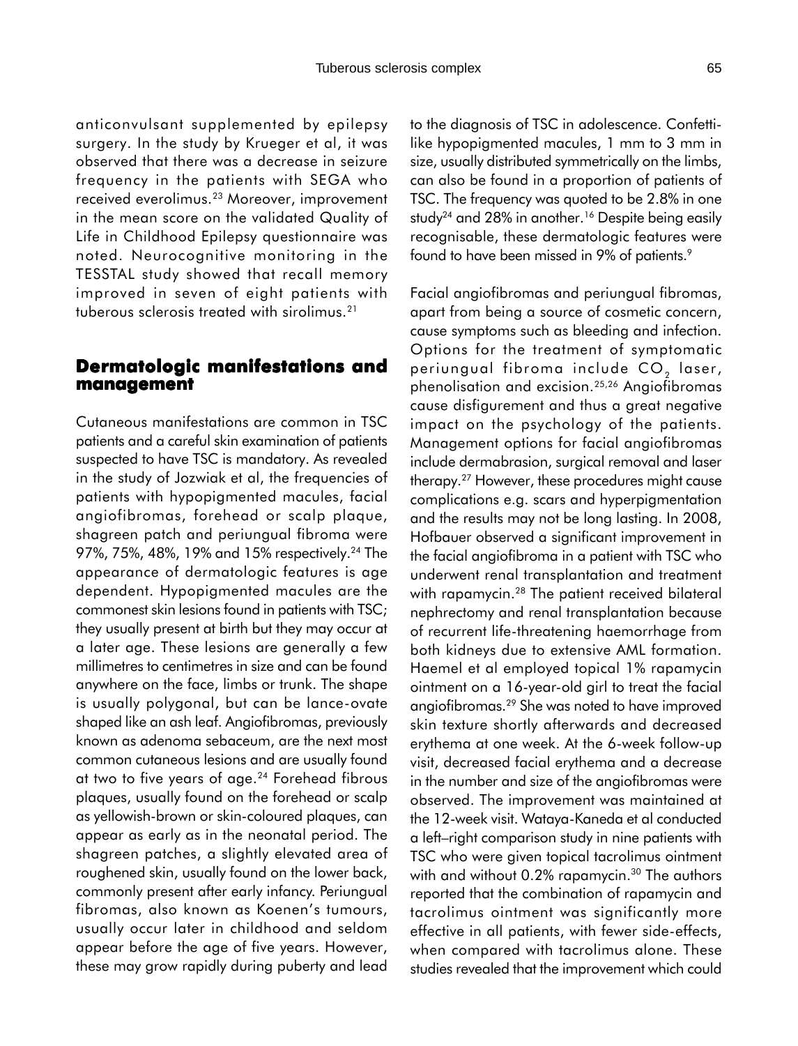anticonvulsant supplemented by epilepsy surgery. In the study by Krueger et al, it was observed that there was a decrease in seizure frequency in the patients with SEGA who received everolimus.[23] Moreover, improvement in the mean score on the validated Quality of Life in Childhood Epilepsy questionnaire was noted. Neurocognitive monitoring in the TESSTAL study showed that recall memory improved in seven of eight patients with tuberous sclerosis treated with sirolimus.[21]

## Dermatologic manifestations and management

Cutaneous manifestations are common in TSC patients and a careful skin examination of patients suspected to have TSC is mandatory. As revealed in the study of Jozwiak et al, the frequencies of patients with hypopigmented macules, facial angiofibromas, forehead or scalp plaque, shagreen patch and periungual fibroma were 97%, 75%, 48%, 19% and 15% respectively.[24] The appearance of dermatologic features is age dependent. Hypopigmented macules are the commonest skin lesions found in patients with TSC; they usually present at birth but they may occur at a later age. These lesions are generally a few millimetres to centimetres in size and can be found anywhere on the face, limbs or trunk. The shape is usually polygonal, but can be lance-ovate shaped like an ash leaf. Angiofibromas, previously known as adenoma sebaceum, are the next most common cutaneous lesions and are usually found at two to five years of age.[24] Forehead fibrous plaques, usually found on the forehead or scalp as yellowish-brown or skin-coloured plaques, can appear as early as in the neonatal period. The shagreen patches, a slightly elevated area of roughened skin, usually found on the lower back, commonly present after early infancy. Periungual fibromas, also known as Koenen's tumours, usually occur later in childhood and seldom appear before the age of five years. However, these may grow rapidly during puberty and lead to the diagnosis of TSC in adolescence. Confetti-like hypopigmented macules, 1 mm to 3 mm in size, usually distributed symmetrically on the limbs, can also be found in a proportion of patients of TSC. The frequency was quoted to be 2.8% in one study[24] and 28% in another.[16] Despite being easily recognisable, these dermatologic features were found to have been missed in 9% of patients.[9]

Facial angiofibromas and periungual fibromas, apart from being a source of cosmetic concern, cause symptoms such as bleeding and infection. Options for the treatment of symptomatic periungual fibroma include $CO_2$ laser, phenolisation and excision.[25,26] Angiofibromas cause disfigurement and thus a great negative impact on the psychology of the patients. Management options for facial angiofibromas include dermabrasion, surgical removal and laser therapy.[27] However, these procedures might cause complications e.g. scars and hyperpigmentation and the results may not be long lasting. In 2008, Hofbauer observed a significant improvement in the facial angiofibroma in a patient with TSC who underwent renal transplantation and treatment with rapamycin.[28] The patient received bilateral nephrectomy and renal transplantation because of recurrent life-threatening haemorrhage from both kidneys due to extensive AML formation. Haemel et al employed topical 1% rapamycin ointment on a 16-year-old girl to treat the facial angiofibromas.[29] She was noted to have improved skin texture shortly afterwards and decreased erythema at one week. At the 6-week follow-up visit, decreased facial erythema and a decrease in the number and size of the angiofibromas were observed. The improvement was maintained at the 12-week visit. Wataya-Kaneda et al conducted a left–right comparison study in nine patients with TSC who were given topical tacrolimus ointment with and without 0.2% rapamycin.[30] The authors reported that the combination of rapamycin and tacrolimus ointment was significantly more effective in all patients, with fewer side-effects, when compared with tacrolimus alone. These studies revealed that the improvement which could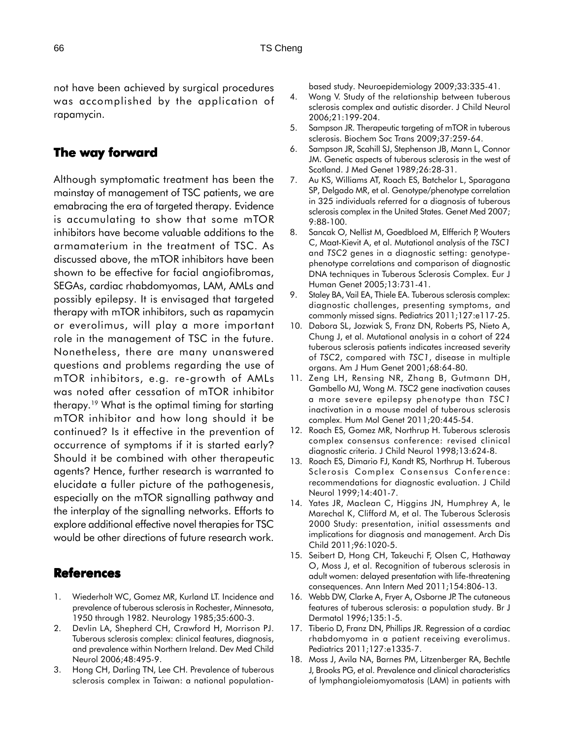not have been achieved by surgical procedures was accomplished by the application of rapamycin.

## The way forward

Although symptomatic treatment has been the mainstay of management of TSC patients, we are emabracing the era of targeted therapy. Evidence is accumulating to show that some mTOR inhibitors have become valuable additions to the armamaterium in the treatment of TSC. As discussed above, the mTOR inhibitors have been shown to be effective for facial angiofibromas, SEGAs, cardiac rhabdomyomas, LAM, AMLs and possibly epilepsy. It is envisaged that targeted therapy with mTOR inhibitors, such as rapamycin or everolimus, will play a more important role in the management of TSC in the future. Nonetheless, there are many unanswered questions and problems regarding the use of mTOR inhibitors, e.g. re-growth of AMLs was noted after cessation of mTOR inhibitor therapy.[19] What is the optimal timing for starting mTOR inhibitor and how long should it be continued? Is it effective in the prevention of occurrence of symptoms if it is started early? Should it be combined with other therapeutic agents? Hence, further research is warranted to elucidate a fuller picture of the pathogenesis, especially on the mTOR signalling pathway and the interplay of the signalling networks. Efforts to explore additional effective novel therapies for TSC would be other directions of future research work.

## References

1. Wiederholt WC, Gomez MR, Kurland LT. Incidence and prevalence of tuberous sclerosis in Rochester, Minnesota, 1950 through 1982. Neurology 1985;35:600-3.
2. Devlin LA, Shepherd CH, Crawford H, Morrison PJ. Tuberous sclerosis complex: clinical features, diagnosis, and prevalence within Northern Ireland. Dev Med Child Neurol 2006;48:495-9.
3. Hong CH, Darling TN, Lee CH. Prevalence of tuberous sclerosis complex in Taiwan: a national population-based study. Neuroepidemiology 2009;33:335-41.
4. Wong V. Study of the relationship between tuberous sclerosis complex and autistic disorder. J Child Neurol 2006;21:199-204.
5. Sampson JR. Therapeutic targeting of mTOR in tuberous sclerosis. Biochem Soc Trans 2009;37:259-64.
6. Sampson JR, Scahill SJ, Stephenson JB, Mann L, Connor JM. Genetic aspects of tuberous sclerosis in the west of Scotland. J Med Genet 1989;26:28-31.
7. Au KS, Williams AT, Roach ES, Batchelor L, Sparagana SP, Delgado MR, et al. Genotype/phenotype correlation in 325 individuals referred for a diagnosis of tuberous sclerosis complex in the United States. Genet Med 2007; 9:88-100.
8. Sancak O, Nellist M, Goedbloed M, Elfferich P, Wouters C, Maat-Kievit A, et al. Mutational analysis of the *TSC1* and *TSC2* genes in a diagnostic setting: genotype-phenotype correlations and comparison of diagnostic DNA techniques in Tuberous Sclerosis Complex. Eur J Human Genet 2005;13:731-41.
9. Staley BA, Vail EA, Thiele EA. Tuberous sclerosis complex: diagnostic challenges, presenting symptoms, and commonly missed signs. Pediatrics 2011;127:e117-25.
10. Dabora SL, Jozwiak S, Franz DN, Roberts PS, Nieto A, Chung J, et al. Mutational analysis in a cohort of 224 tuberous sclerosis patients indicates increased severity of *TSC2*, compared with *TSC1*, disease in multiple organs. Am J Hum Genet 2001;68:64-80.
11. Zeng LH, Rensing NR, Zhang B, Gutmann DH, Gambello MJ, Wong M. *TSC2* gene inactivation causes a more severe epilepsy phenotype than *TSC1* inactivation in a mouse model of tuberous sclerosis complex. Hum Mol Genet 2011;20:445-54.
12. Roach ES, Gomez MR, Northrup H. Tuberous sclerosis complex consensus conference: revised clinical diagnostic criteria. J Child Neurol 1998;13:624-8.
13. Roach ES, Dimario FJ, Kandt RS, Northrup H. Tuberous Sclerosis Complex Consensus Conference: recommendations for diagnostic evaluation. J Child Neurol 1999;14:401-7.
14. Yates JR, Maclean C, Higgins JN, Humphrey A, le Marechal K, Clifford M, et al. The Tuberous Sclerosis 2000 Study: presentation, initial assessments and implications for diagnosis and management. Arch Dis Child 2011;96:1020-5.
15. Seibert D, Hong CH, Takeuchi F, Olsen C, Hathaway O, Moss J, et al. Recognition of tuberous sclerosis in adult women: delayed presentation with life-threatening consequences. Ann Intern Med 2011;154:806-13.
16. Webb DW, Clarke A, Fryer A, Osborne JP. The cutaneous features of tuberous sclerosis: a population study. Br J Dermatol 1996;135:1-5.
17. Tiberio D, Franz DN, Phillips JR. Regression of a cardiac rhabdomyoma in a patient receiving everolimus. Pediatrics 2011;127:e1335-7.
18. Moss J, Avila NA, Barnes PM, Litzenberger RA, Bechtle J, Brooks PG, et al. Prevalence and clinical characteristics of lymphangioleiomyomatosis (LAM) in patients with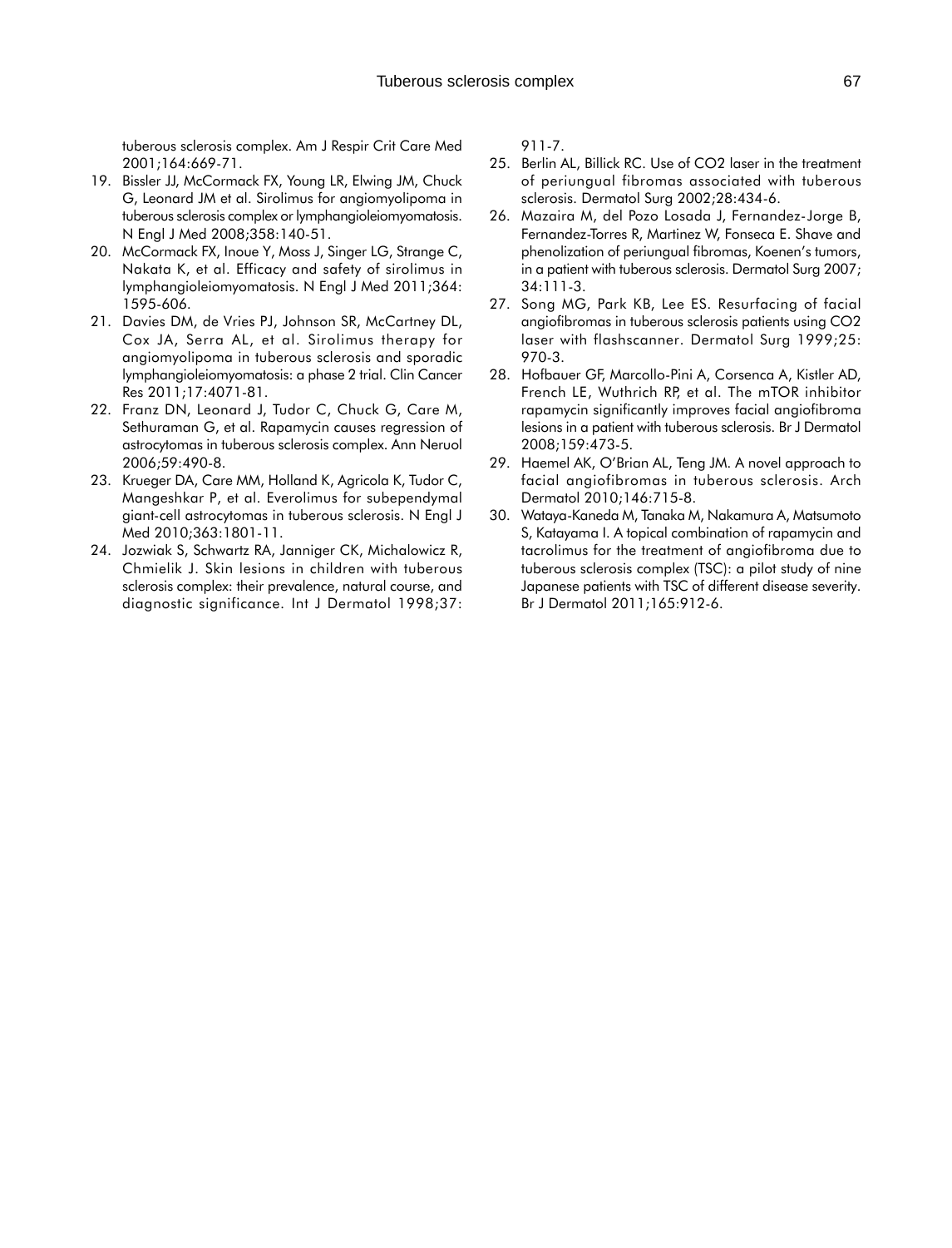tuberous sclerosis complex. Am J Respir Crit Care Med 2001;164:669-71.

19. Bissler JJ, McCormack FX, Young LR, Elwing JM, Chuck G, Leonard JM et al. Sirolimus for angiomyolipoma in tuberous sclerosis complex or lymphangioleiomyomatosis. N Engl J Med 2008;358:140-51.
20. McCormack FX, Inoue Y, Moss J, Singer LG, Strange C, Nakata K, et al. Efficacy and safety of sirolimus in lymphangioleiomyomatosis. N Engl J Med 2011;364: 1595-606.
21. Davies DM, de Vries PJ, Johnson SR, McCartney DL, Cox JA, Serra AL, et al. Sirolimus therapy for angiomyolipoma in tuberous sclerosis and sporadic lymphangioleiomyomatosis: a phase 2 trial. Clin Cancer Res 2011;17:4071-81.
22. Franz DN, Leonard J, Tudor C, Chuck G, Care M, Sethuraman G, et al. Rapamycin causes regression of astrocytomas in tuberous sclerosis complex. Ann Neruol 2006;59:490-8.
23. Krueger DA, Care MM, Holland K, Agricola K, Tudor C, Mangeshkar P, et al. Everolimus for subependymal giant-cell astrocytomas in tuberous sclerosis. N Engl J Med 2010;363:1801-11.
24. Jozwiak S, Schwartz RA, Janniger CK, Michalowicz R, Chmielik J. Skin lesions in children with tuberous sclerosis complex: their prevalence, natural course, and diagnostic significance. Int J Dermatol 1998;37: 911-7.
25. Berlin AL, Billick RC. Use of CO2 laser in the treatment of periungual fibromas associated with tuberous sclerosis. Dermatol Surg 2002;28:434-6.
26. Mazaira M, del Pozo Losada J, Fernandez-Jorge B, Fernandez-Torres R, Martinez W, Fonseca E. Shave and phenolization of periungual fibromas, Koenen's tumors, in a patient with tuberous sclerosis. Dermatol Surg 2007; 34:111-3.
27. Song MG, Park KB, Lee ES. Resurfacing of facial angiofibromas in tuberous sclerosis patients using CO2 laser with flashscanner. Dermatol Surg 1999;25: 970-3.
28. Hofbauer GF, Marcollo-Pini A, Corsenca A, Kistler AD, French LE, Wuthrich RP, et al. The mTOR inhibitor rapamycin significantly improves facial angiofibroma lesions in a patient with tuberous sclerosis. Br J Dermatol 2008;159:473-5.
29. Haemel AK, O'Brian AL, Teng JM. A novel approach to facial angiofibromas in tuberous sclerosis. Arch Dermatol 2010;146:715-8.
30. Wataya-Kaneda M, Tanaka M, Nakamura A, Matsumoto S, Katayama I. A topical combination of rapamycin and tacrolimus for the treatment of angiofibroma due to tuberous sclerosis complex (TSC): a pilot study of nine Japanese patients with TSC of different disease severity. Br J Dermatol 2011;165:912-6.